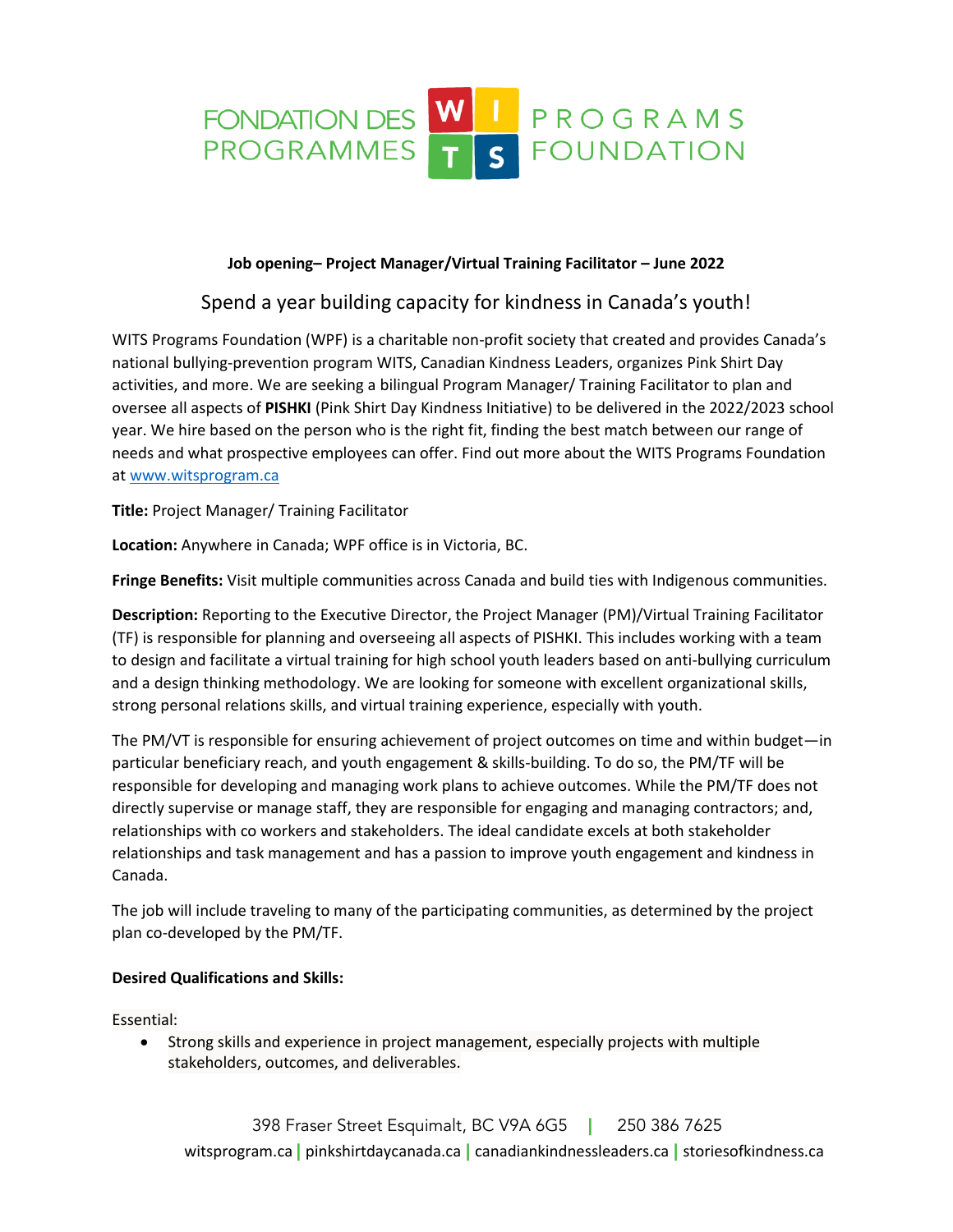FONDATION DES PROGRAMMES **WITS** PROGRAMS FOUNDATION

**Job opening– Project Manager/Virtual Training Facilitator – June 2022**

## Spend a year building capacity for kindness in Canada's youth!

WITS Programs Foundation (WPF) is a charitable non-profit society that created and provides Canada's national bullying-prevention program WITS, Canadian Kindness Leaders, organizes Pink Shirt Day activities, and more. We are seeking a bilingual Program Manager/ Training Facilitator to plan and oversee all aspects of **PISHKI** (Pink Shirt Day Kindness Initiative) to be delivered in the 2022/2023 school year. We hire based on the person who is the right fit, finding the best match between our range of needs and what prospective employees can offer. Find out more about the WITS Programs Foundation at www.witsprogram.ca

**Title:** Project Manager/ Training Facilitator

**Location:** Anywhere in Canada; WPF office is in Victoria, BC.

**Fringe Benefits:** Visit multiple communities across Canada and build ties with Indigenous communities.

**Description:** Reporting to the Executive Director, the Project Manager (PM)/Virtual Training Facilitator (TF) is responsible for planning and overseeing all aspects of PISHKI. This includes working with a team to design and facilitate a virtual training for high school youth leaders based on anti-bullying curriculum and a design thinking methodology. We are looking for someone with excellent organizational skills, strong personal relations skills, and virtual training experience, especially with youth.

The PM/VT is responsible for ensuring achievement of project outcomes on time and within budget—in particular beneficiary reach, and youth engagement & skills-building. To do so, the PM/TF will be responsible for developing and managing work plans to achieve outcomes. While the PM/TF does not directly supervise or manage staff, they are responsible for engaging and managing contractors; and, relationships with co workers and stakeholders. The ideal candidate excels at both stakeholder relationships and task management and has a passion to improve youth engagement and kindness in Canada.

The job will include traveling to many of the participating communities, as determined by the project plan co-developed by the PM/TF.

**Desired Qualifications and Skills:**

Essential:

- Strong skills and experience in project management, especially projects with multiple stakeholders, outcomes, and deliverables.

398 Fraser Street Esquimalt, BC V9A 6G5 | 250 386 7625
witsprogram.ca | pinkshirtdaycanada.ca | canadiankindnessleaders.ca | storiesofkindness.ca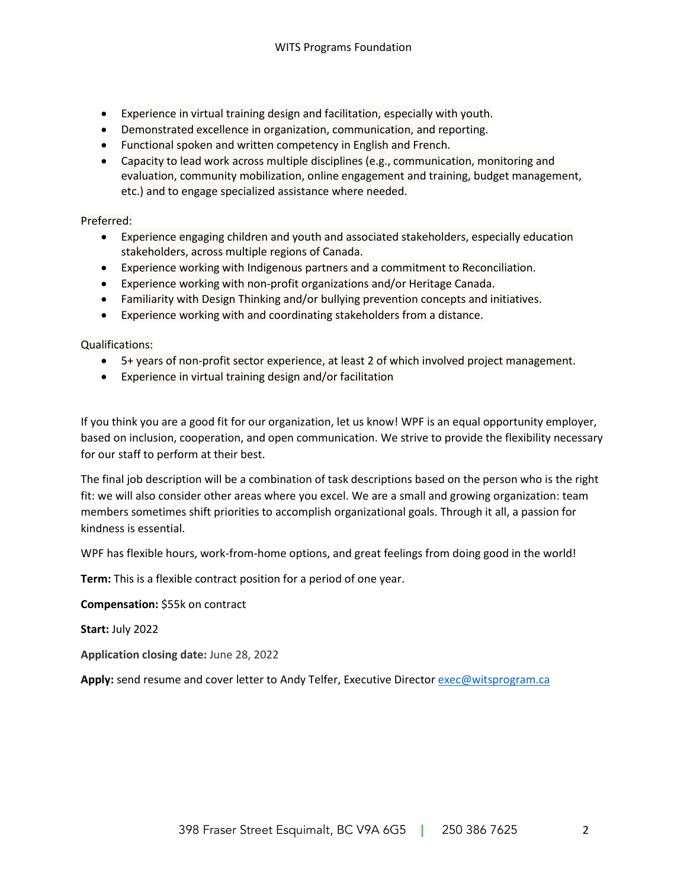- Experience in virtual training design and facilitation, especially with youth.
- Demonstrated excellence in organization, communication, and reporting.
- Functional spoken and written competency in English and French.
- Capacity to lead work across multiple disciplines (e.g., communication, monitoring and evaluation, community mobilization, online engagement and training, budget management, etc.) and to engage specialized assistance where needed.

Preferred:

- Experience engaging children and youth and associated stakeholders, especially education stakeholders, across multiple regions of Canada.
- Experience working with Indigenous partners and a commitment to Reconciliation.
- Experience working with non-profit organizations and/or Heritage Canada.
- Familiarity with Design Thinking and/or bullying prevention concepts and initiatives.
- Experience working with and coordinating stakeholders from a distance.

Qualifications:

- 5+ years of non-profit sector experience, at least 2 of which involved project management.
- Experience in virtual training design and/or facilitation

If you think you are a good fit for our organization, let us know! WPF is an equal opportunity employer, based on inclusion, cooperation, and open communication. We strive to provide the flexibility necessary for our staff to perform at their best.

The final job description will be a combination of task descriptions based on the person who is the right fit: we will also consider other areas where you excel. We are a small and growing organization: team members sometimes shift priorities to accomplish organizational goals. Through it all, a passion for kindness is essential.

WPF has flexible hours, work-from-home options, and great feelings from doing good in the world!

**Term:** This is a flexible contract position for a period of one year.

**Compensation:** $55k on contract

**Start:** July 2022

**Application closing date:** June 28, 2022

**Apply:** send resume and cover letter to Andy Telfer, Executive Director exec@witsprogram.ca